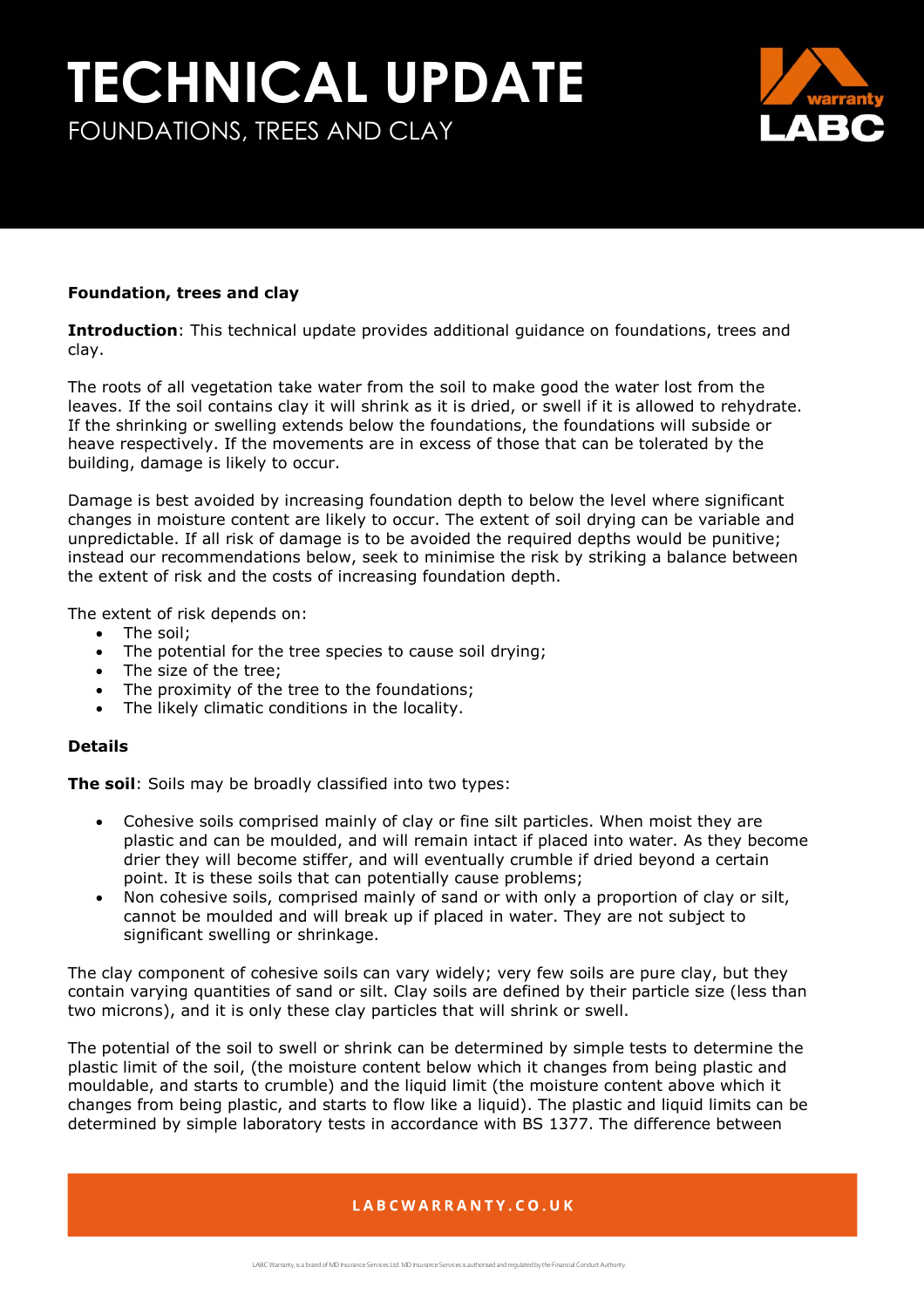# TECHNICAL UPDATE

FOUNDATIONS, TREES AND CLAY

**Foundation, trees and clay**

**Introduction**: This technical update provides additional guidance on foundations, trees and clay.

The roots of all vegetation take water from the soil to make good the water lost from the leaves. If the soil contains clay it will shrink as it is dried, or swell if it is allowed to rehydrate. If the shrinking or swelling extends below the foundations, the foundations will subside or heave respectively. If the movements are in excess of those that can be tolerated by the building, damage is likely to occur.

Damage is best avoided by increasing foundation depth to below the level where significant changes in moisture content are likely to occur. The extent of soil drying can be variable and unpredictable. If all risk of damage is to be avoided the required depths would be punitive; instead our recommendations below, seek to minimise the risk by striking a balance between the extent of risk and the costs of increasing foundation depth.

The extent of risk depends on:

- The soil;
- The potential for the tree species to cause soil drying;
- The size of the tree;
- The proximity of the tree to the foundations;
- The likely climatic conditions in the locality.

**Details**

**The soil**: Soils may be broadly classified into two types:

- Cohesive soils comprised mainly of clay or fine silt particles. When moist they are plastic and can be moulded, and will remain intact if placed into water. As they become drier they will become stiffer, and will eventually crumble if dried beyond a certain point. It is these soils that can potentially cause problems;
- Non cohesive soils, comprised mainly of sand or with only a proportion of clay or silt, cannot be moulded and will break up if placed in water. They are not subject to significant swelling or shrinkage.

The clay component of cohesive soils can vary widely; very few soils are pure clay, but they contain varying quantities of sand or silt. Clay soils are defined by their particle size (less than two microns), and it is only these clay particles that will shrink or swell.

The potential of the soil to swell or shrink can be determined by simple tests to determine the plastic limit of the soil, (the moisture content below which it changes from being plastic and mouldable, and starts to crumble) and the liquid limit (the moisture content above which it changes from being plastic, and starts to flow like a liquid). The plastic and liquid limits can be determined by simple laboratory tests in accordance with BS 1377. The difference between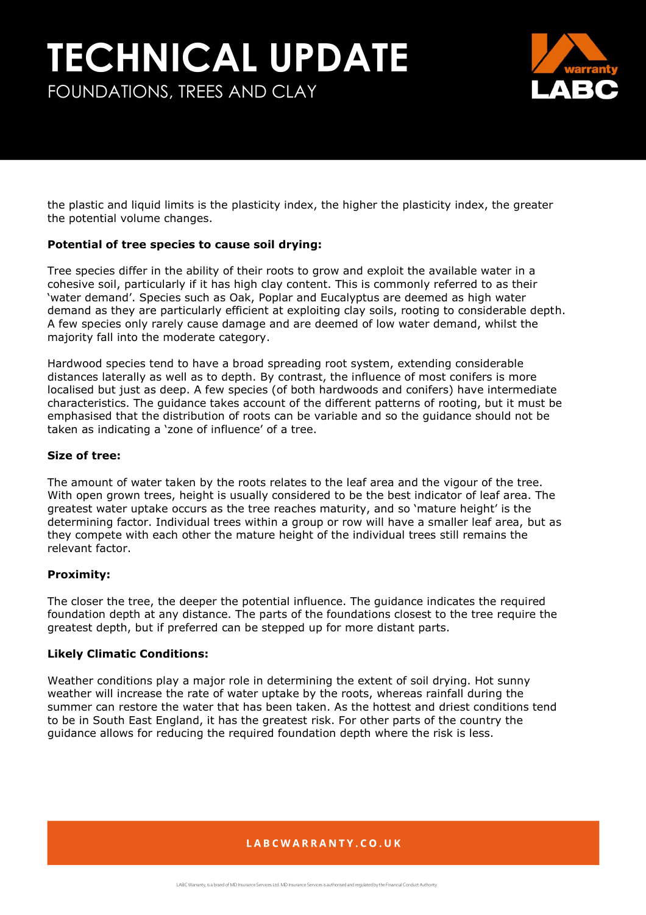the plastic and liquid limits is the plasticity index, the higher the plasticity index, the greater the potential volume changes.

**Potential of tree species to cause soil drying:**

Tree species differ in the ability of their roots to grow and exploit the available water in a cohesive soil, particularly if it has high clay content. This is commonly referred to as their 'water demand'. Species such as Oak, Poplar and Eucalyptus are deemed as high water demand as they are particularly efficient at exploiting clay soils, rooting to considerable depth. A few species only rarely cause damage and are deemed of low water demand, whilst the majority fall into the moderate category.

Hardwood species tend to have a broad spreading root system, extending considerable distances laterally as well as to depth. By contrast, the influence of most conifers is more localised but just as deep. A few species (of both hardwoods and conifers) have intermediate characteristics. The guidance takes account of the different patterns of rooting, but it must be emphasised that the distribution of roots can be variable and so the guidance should not be taken as indicating a 'zone of influence' of a tree.

**Size of tree:**

The amount of water taken by the roots relates to the leaf area and the vigour of the tree. With open grown trees, height is usually considered to be the best indicator of leaf area. The greatest water uptake occurs as the tree reaches maturity, and so 'mature height' is the determining factor. Individual trees within a group or row will have a smaller leaf area, but as they compete with each other the mature height of the individual trees still remains the relevant factor.

**Proximity:**

The closer the tree, the deeper the potential influence. The guidance indicates the required foundation depth at any distance. The parts of the foundations closest to the tree require the greatest depth, but if preferred can be stepped up for more distant parts.

**Likely Climatic Conditions:**

Weather conditions play a major role in determining the extent of soil drying. Hot sunny weather will increase the rate of water uptake by the roots, whereas rainfall during the summer can restore the water that has been taken. As the hottest and driest conditions tend to be in South East England, it has the greatest risk. For other parts of the country the guidance allows for reducing the required foundation depth where the risk is less.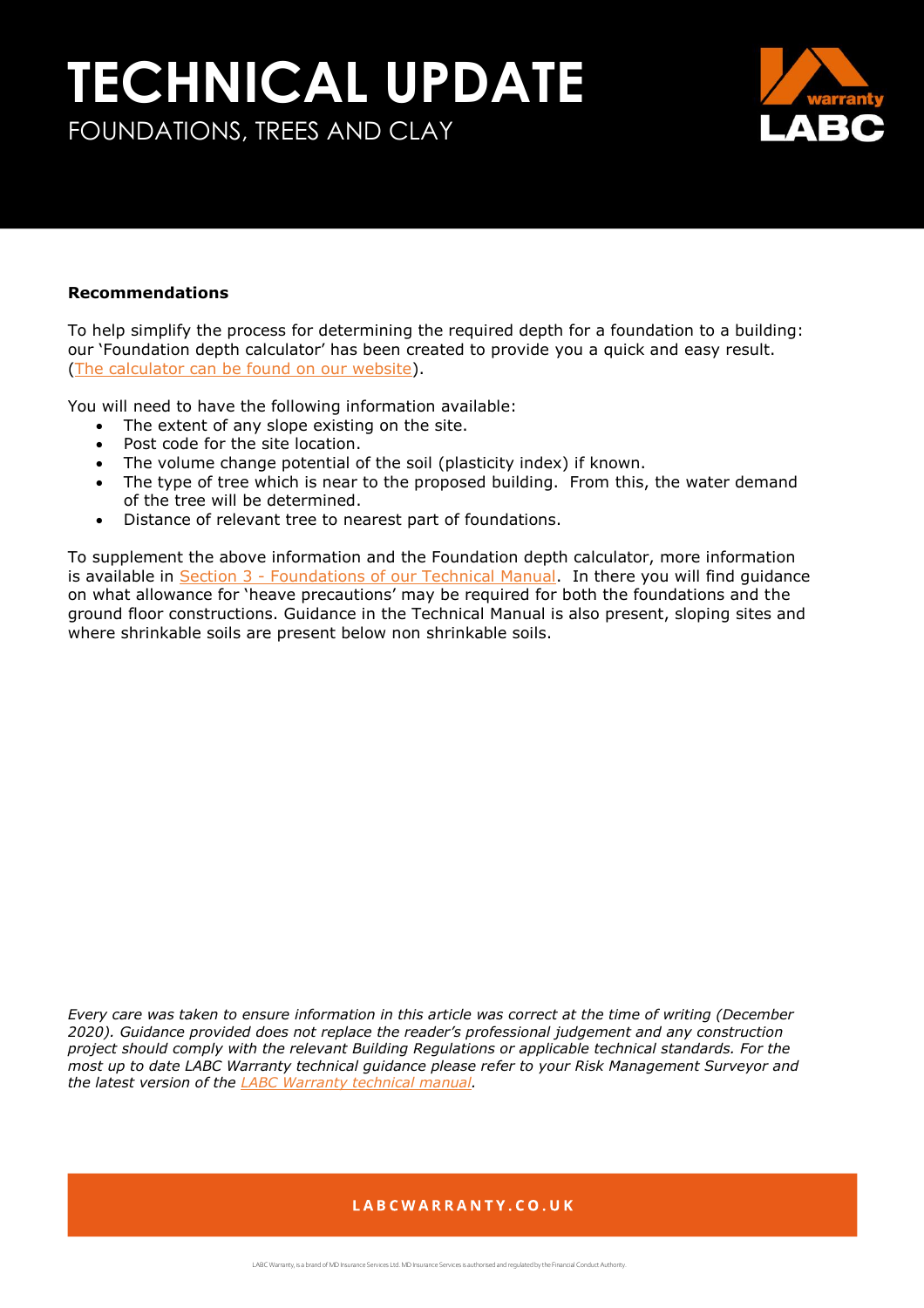**Recommendations**

To help simplify the process for determining the required depth for a foundation to a building: our 'Foundation depth calculator' has been created to provide you a quick and easy result. (The calculator can be found on our website).

You will need to have the following information available:

- The extent of any slope existing on the site.
- Post code for the site location.
- The volume change potential of the soil (plasticity index) if known.
- The type of tree which is near to the proposed building. From this, the water demand of the tree will be determined.
- Distance of relevant tree to nearest part of foundations.

To supplement the above information and the Foundation depth calculator, more information is available in Section 3 - Foundations of our Technical Manual. In there you will find guidance on what allowance for 'heave precautions' may be required for both the foundations and the ground floor constructions. Guidance in the Technical Manual is also present, sloping sites and where shrinkable soils are present below non shrinkable soils.

*Every care was taken to ensure information in this article was correct at the time of writing (December 2020). Guidance provided does not replace the reader's professional judgement and any construction project should comply with the relevant Building Regulations or applicable technical standards. For the most up to date LABC Warranty technical guidance please refer to your Risk Management Surveyor and the latest version of the LABC Warranty technical manual.*